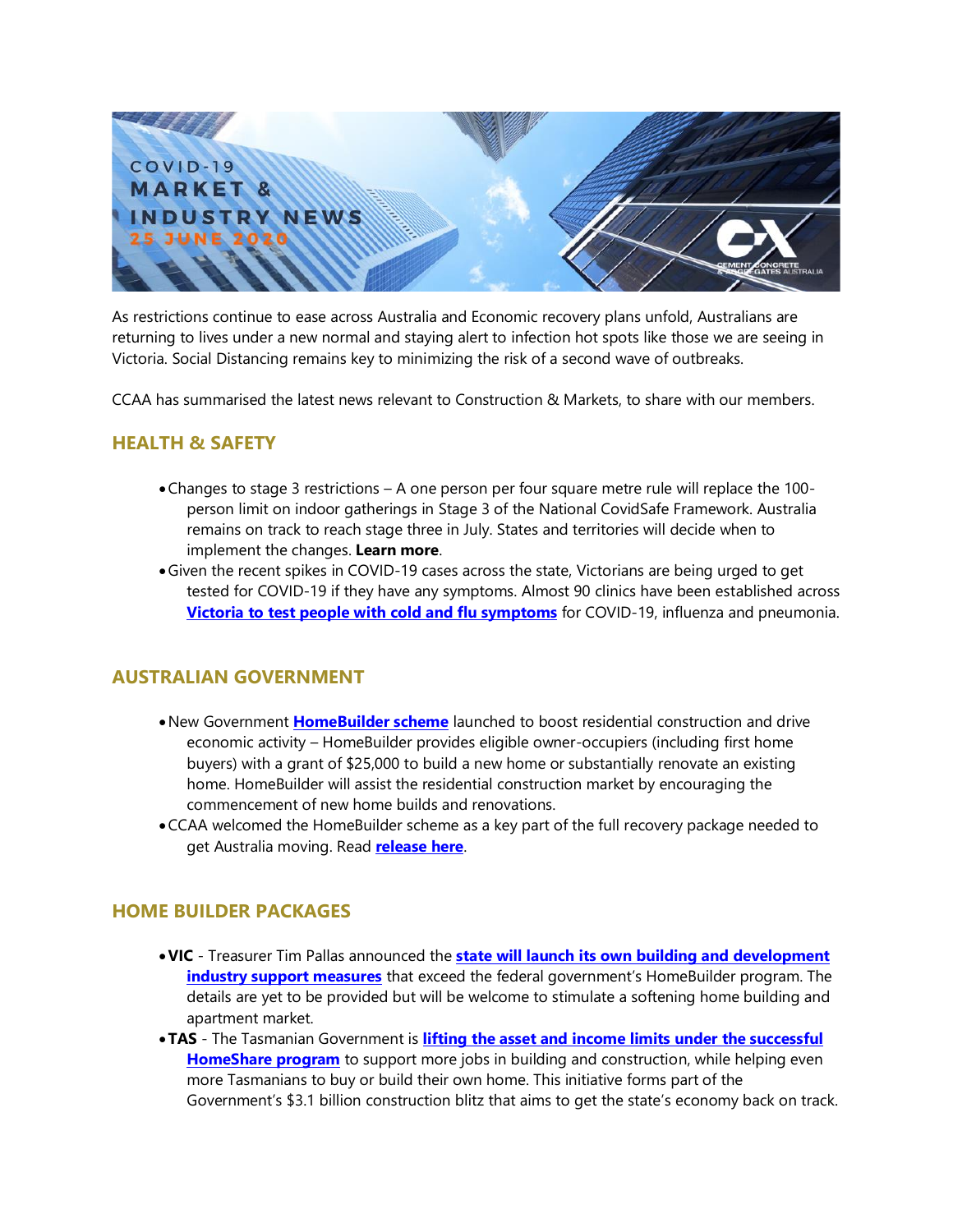# COVID-19 MARKET & INDUSTRY NEWS 25 JUNE 2020

As restrictions continue to ease across Australia and Economic recovery plans unfold, Australians are returning to lives under a new normal and staying alert to infection hot spots like those we are seeing in Victoria. Social Distancing remains key to minimizing the risk of a second wave of outbreaks.

CCAA has summarised the latest news relevant to Construction & Markets, to share with our members.

## HEALTH & SAFETY

- Changes to stage 3 restrictions – A one person per four square metre rule will replace the 100-person limit on indoor gatherings in Stage 3 of the National CovidSafe Framework. Australia remains on track to reach stage three in July. States and territories will decide when to implement the changes. **Learn more**.
- Given the recent spikes in COVID-19 cases across the state, Victorians are being urged to get tested for COVID-19 if they have any symptoms. Almost 90 clinics have been established across **Victoria to test people with cold and flu symptoms** for COVID-19, influenza and pneumonia.

## AUSTRALIAN GOVERNMENT

- New Government **HomeBuilder scheme** launched to boost residential construction and drive economic activity – HomeBuilder provides eligible owner-occupiers (including first home buyers) with a grant of $25,000 to build a new home or substantially renovate an existing home. HomeBuilder will assist the residential construction market by encouraging the commencement of new home builds and renovations.
- CCAA welcomed the HomeBuilder scheme as a key part of the full recovery package needed to get Australia moving. Read **release here**.

## HOME BUILDER PACKAGES

- **VIC** - Treasurer Tim Pallas announced the **state will launch its own building and development industry support measures** that exceed the federal government's HomeBuilder program. The details are yet to be provided but will be welcome to stimulate a softening home building and apartment market.
- **TAS** - The Tasmanian Government is **lifting the asset and income limits under the successful HomeShare program** to support more jobs in building and construction, while helping even more Tasmanians to buy or build their own home. This initiative forms part of the Government's $3.1 billion construction blitz that aims to get the state's economy back on track.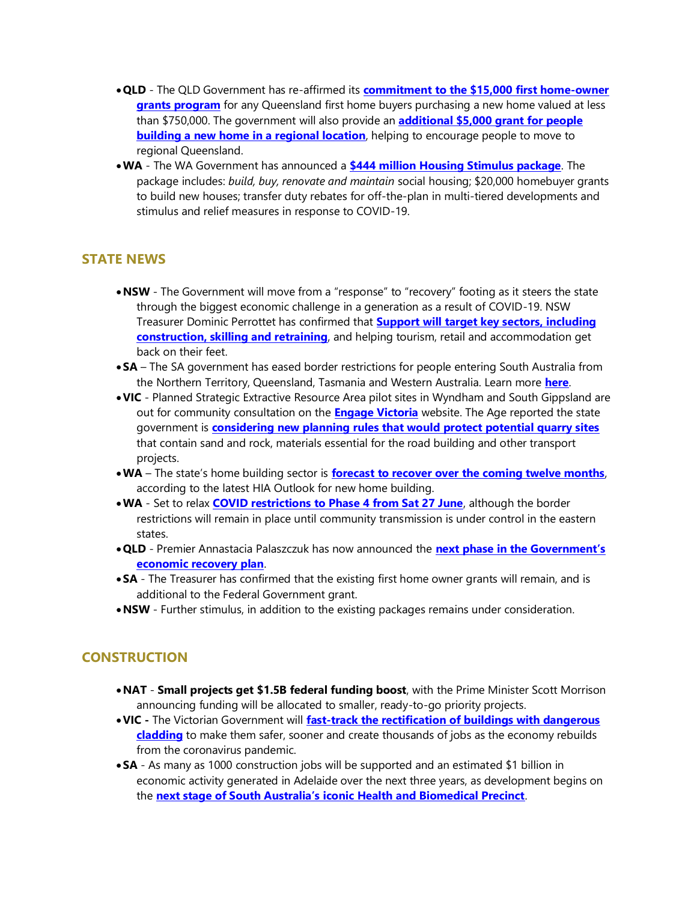- **QLD** - The QLD Government has re-affirmed its **commitment to the $15,000 first home-owner grants program** for any Queensland first home buyers purchasing a new home valued at less than $750,000. The government will also provide an **additional $5,000 grant for people building a new home in a regional location**, helping to encourage people to move to regional Queensland.
- **WA** - The WA Government has announced a **$444 million Housing Stimulus package**. The package includes: *build, buy, renovate and maintain* social housing; $20,000 homebuyer grants to build new houses; transfer duty rebates for off-the-plan in multi-tiered developments and stimulus and relief measures in response to COVID-19.

## STATE NEWS

- **NSW** - The Government will move from a "response" to "recovery" footing as it steers the state through the biggest economic challenge in a generation as a result of COVID-19. NSW Treasurer Dominic Perrottet has confirmed that **Support will target key sectors, including construction, skilling and retraining**, and helping tourism, retail and accommodation get back on their feet.
- **SA** – The SA government has eased border restrictions for people entering South Australia from the Northern Territory, Queensland, Tasmania and Western Australia. Learn more **here**.
- **VIC** - Planned Strategic Extractive Resource Area pilot sites in Wyndham and South Gippsland are out for community consultation on the **Engage Victoria** website. The Age reported the state government is **considering new planning rules that would protect potential quarry sites** that contain sand and rock, materials essential for the road building and other transport projects.
- **WA** – The state's home building sector is **forecast to recover over the coming twelve months**, according to the latest HIA Outlook for new home building.
- **WA** - Set to relax **COVID restrictions to Phase 4 from Sat 27 June**, although the border restrictions will remain in place until community transmission is under control in the eastern states.
- **QLD** - Premier Annastacia Palaszczuk has now announced the **next phase in the Government's economic recovery plan**.
- **SA** - The Treasurer has confirmed that the existing first home owner grants will remain, and is additional to the Federal Government grant.
- **NSW** - Further stimulus, in addition to the existing packages remains under consideration.

## CONSTRUCTION

- **NAT** - **Small projects get $1.5B federal funding boost**, with the Prime Minister Scott Morrison announcing funding will be allocated to smaller, ready-to-go priority projects.
- **VIC -** The Victorian Government will **fast-track the rectification of buildings with dangerous cladding** to make them safer, sooner and create thousands of jobs as the economy rebuilds from the coronavirus pandemic.
- **SA** - As many as 1000 construction jobs will be supported and an estimated $1 billion in economic activity generated in Adelaide over the next three years, as development begins on the **next stage of South Australia's iconic Health and Biomedical Precinct**.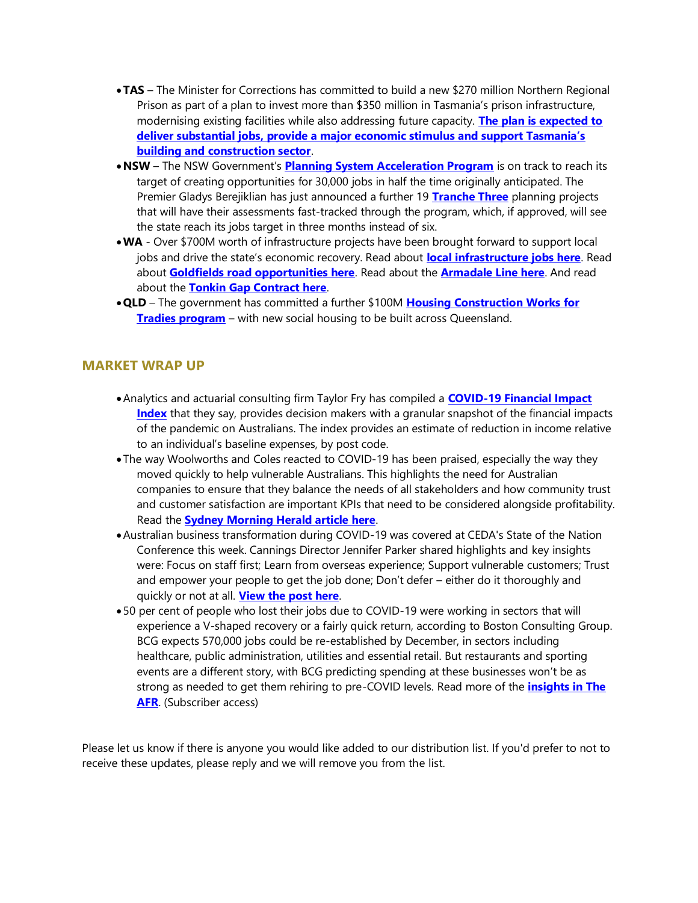- **TAS** – The Minister for Corrections has committed to build a new $270 million Northern Regional Prison as part of a plan to invest more than $350 million in Tasmania's prison infrastructure, modernising existing facilities while also addressing future capacity. **The plan is expected to deliver substantial jobs, provide a major economic stimulus and support Tasmania's building and construction sector**.
- **NSW** – The NSW Government's **Planning System Acceleration Program** is on track to reach its target of creating opportunities for 30,000 jobs in half the time originally anticipated. The Premier Gladys Berejiklian has just announced a further 19 **Tranche Three** planning projects that will have their assessments fast-tracked through the program, which, if approved, will see the state reach its jobs target in three months instead of six.
- **WA** - Over $700M worth of infrastructure projects have been brought forward to support local jobs and drive the state's economic recovery. Read about **local infrastructure jobs here**. Read about **Goldfields road opportunities here**. Read about the **Armadale Line here**. And read about the **Tonkin Gap Contract here**.
- **QLD** – The government has committed a further $100M **Housing Construction Works for Tradies program** – with new social housing to be built across Queensland.

## MARKET WRAP UP

- Analytics and actuarial consulting firm Taylor Fry has compiled a **COVID-19 Financial Impact Index** that they say, provides decision makers with a granular snapshot of the financial impacts of the pandemic on Australians. The index provides an estimate of reduction in income relative to an individual's baseline expenses, by post code.
- The way Woolworths and Coles reacted to COVID-19 has been praised, especially the way they moved quickly to help vulnerable Australians. This highlights the need for Australian companies to ensure that they balance the needs of all stakeholders and how community trust and customer satisfaction are important KPIs that need to be considered alongside profitability. Read the **Sydney Morning Herald article here**.
- Australian business transformation during COVID-19 was covered at CEDA's State of the Nation Conference this week. Cannings Director Jennifer Parker shared highlights and key insights were: Focus on staff first; Learn from overseas experience; Support vulnerable customers; Trust and empower your people to get the job done; Don't defer – either do it thoroughly and quickly or not at all. **View the post here**.
- 50 per cent of people who lost their jobs due to COVID-19 were working in sectors that will experience a V-shaped recovery or a fairly quick return, according to Boston Consulting Group. BCG expects 570,000 jobs could be re-established by December, in sectors including healthcare, public administration, utilities and essential retail. But restaurants and sporting events are a different story, with BCG predicting spending at these businesses won't be as strong as needed to get them rehiring to pre-COVID levels. Read more of the **insights in The AFR**. (Subscriber access)

Please let us know if there is anyone you would like added to our distribution list. If you'd prefer to not to receive these updates, please reply and we will remove you from the list.